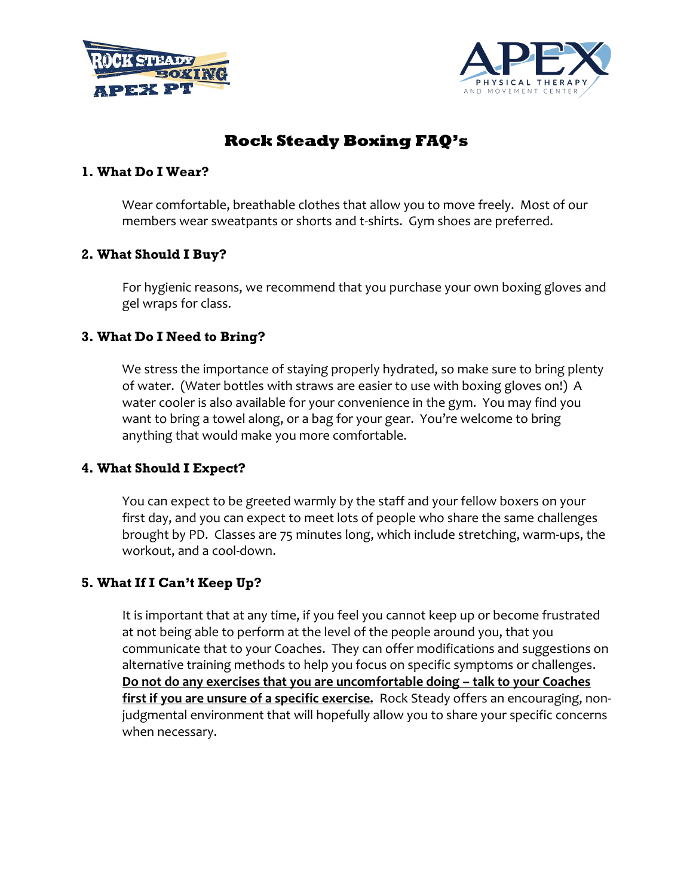# Rock Steady Boxing FAQ's

## 1. What Do I Wear?

Wear comfortable, breathable clothes that allow you to move freely. Most of our members wear sweatpants or shorts and t-shirts. Gym shoes are preferred.

## 2. What Should I Buy?

For hygienic reasons, we recommend that you purchase your own boxing gloves and gel wraps for class.

## 3. What Do I Need to Bring?

We stress the importance of staying properly hydrated, so make sure to bring plenty of water. (Water bottles with straws are easier to use with boxing gloves on!) A water cooler is also available for your convenience in the gym. You may find you want to bring a towel along, or a bag for your gear. You're welcome to bring anything that would make you more comfortable.

## 4. What Should I Expect?

You can expect to be greeted warmly by the staff and your fellow boxers on your first day, and you can expect to meet lots of people who share the same challenges brought by PD. Classes are 75 minutes long, which include stretching, warm-ups, the workout, and a cool-down.

## 5. What If I Can't Keep Up?

It is important that at any time, if you feel you cannot keep up or become frustrated at not being able to perform at the level of the people around you, that you communicate that to your Coaches. They can offer modifications and suggestions on alternative training methods to help you focus on specific symptoms or challenges. **Do not do any exercises that you are uncomfortable doing – talk to your Coaches first if you are unsure of a specific exercise.** Rock Steady offers an encouraging, non-judgmental environment that will hopefully allow you to share your specific concerns when necessary.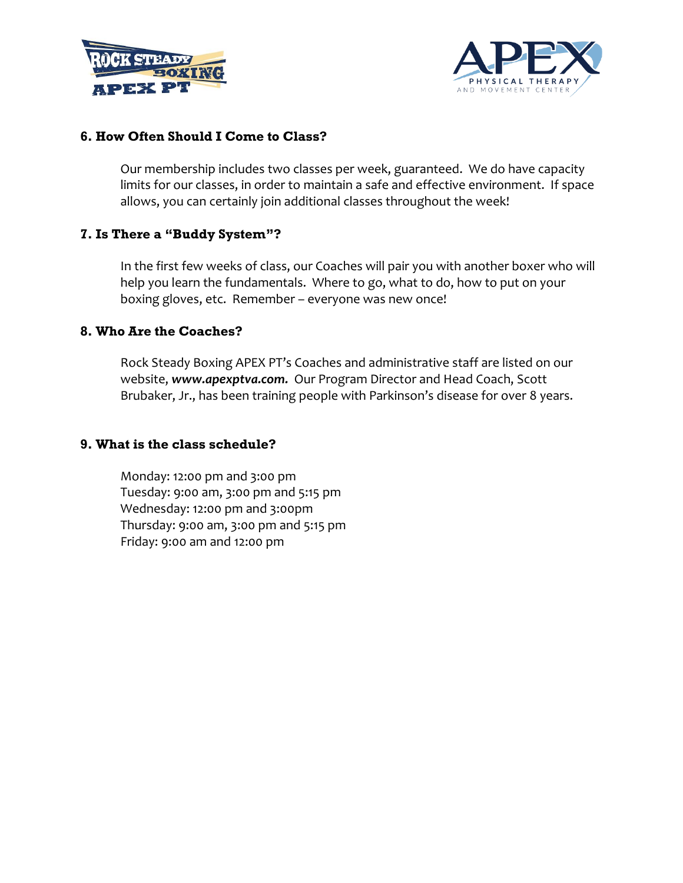### 6. How Often Should I Come to Class?

Our membership includes two classes per week, guaranteed. We do have capacity limits for our classes, in order to maintain a safe and effective environment. If space allows, you can certainly join additional classes throughout the week!

### 7. Is There a "Buddy System"?

In the first few weeks of class, our Coaches will pair you with another boxer who will help you learn the fundamentals. Where to go, what to do, how to put on your boxing gloves, etc. Remember – everyone was new once!

### 8. Who Are the Coaches?

Rock Steady Boxing APEX PT's Coaches and administrative staff are listed on our website, ***www.apexptva.com.*** Our Program Director and Head Coach, Scott Brubaker, Jr., has been training people with Parkinson's disease for over 8 years.

### 9. What is the class schedule?

Monday: 12:00 pm and 3:00 pm
Tuesday: 9:00 am, 3:00 pm and 5:15 pm
Wednesday: 12:00 pm and 3:00pm
Thursday: 9:00 am, 3:00 pm and 5:15 pm
Friday: 9:00 am and 12:00 pm